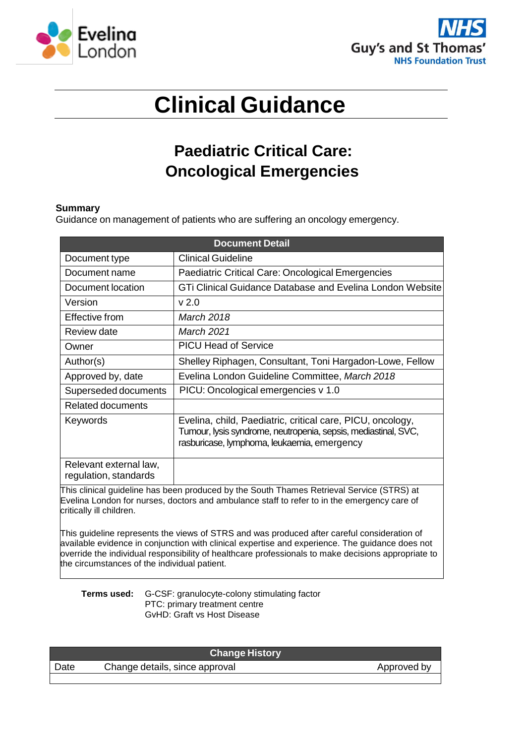Evelina London

NHS Guy's and St Thomas' NHS Foundation Trust

# Clinical Guidance

## Paediatric Critical Care: Oncological Emergencies

**Summary**
Guidance on management of patients who are suffering an oncology emergency.

| Document Detail | |
|---|---|
| Document type | Clinical Guideline |
| Document name | Paediatric Critical Care: Oncological Emergencies |
| Document location | GTi Clinical Guidance Database and Evelina London Website |
| Version | v 2.0 |
| Effective from | *March 2018* |
| Review date | *March 2021* |
| Owner | PICU Head of Service |
| Author(s) | Shelley Riphagen, Consultant, Toni Hargadon-Lowe, Fellow |
| Approved by, date | Evelina London Guideline Committee, *March 2018* |
| Superseded documents | PICU: Oncological emergencies v 1.0 |
| Related documents | |
| Keywords | Evelina, child, Paediatric, critical care, PICU, oncology, Tumour, lysis syndrome, neutropenia, sepsis, mediastinal, SVC, rasburicase, lymphoma, leukaemia, emergency |
| Relevant external law, regulation, standards | |

This clinical guideline has been produced by the South Thames Retrieval Service (STRS) at Evelina London for nurses, doctors and ambulance staff to refer to in the emergency care of critically ill children.

This guideline represents the views of STRS and was produced after careful consideration of available evidence in conjunction with clinical expertise and experience. The guidance does not override the individual responsibility of healthcare professionals to make decisions appropriate to the circumstances of the individual patient.

**Terms used:**
G-CSF: granulocyte-colony stimulating factor
PTC: primary treatment centre
GvHD: Graft vs Host Disease

| Change History | | |
|---|---|---|
| Date | Change details, since approval | Approved by |
| | | |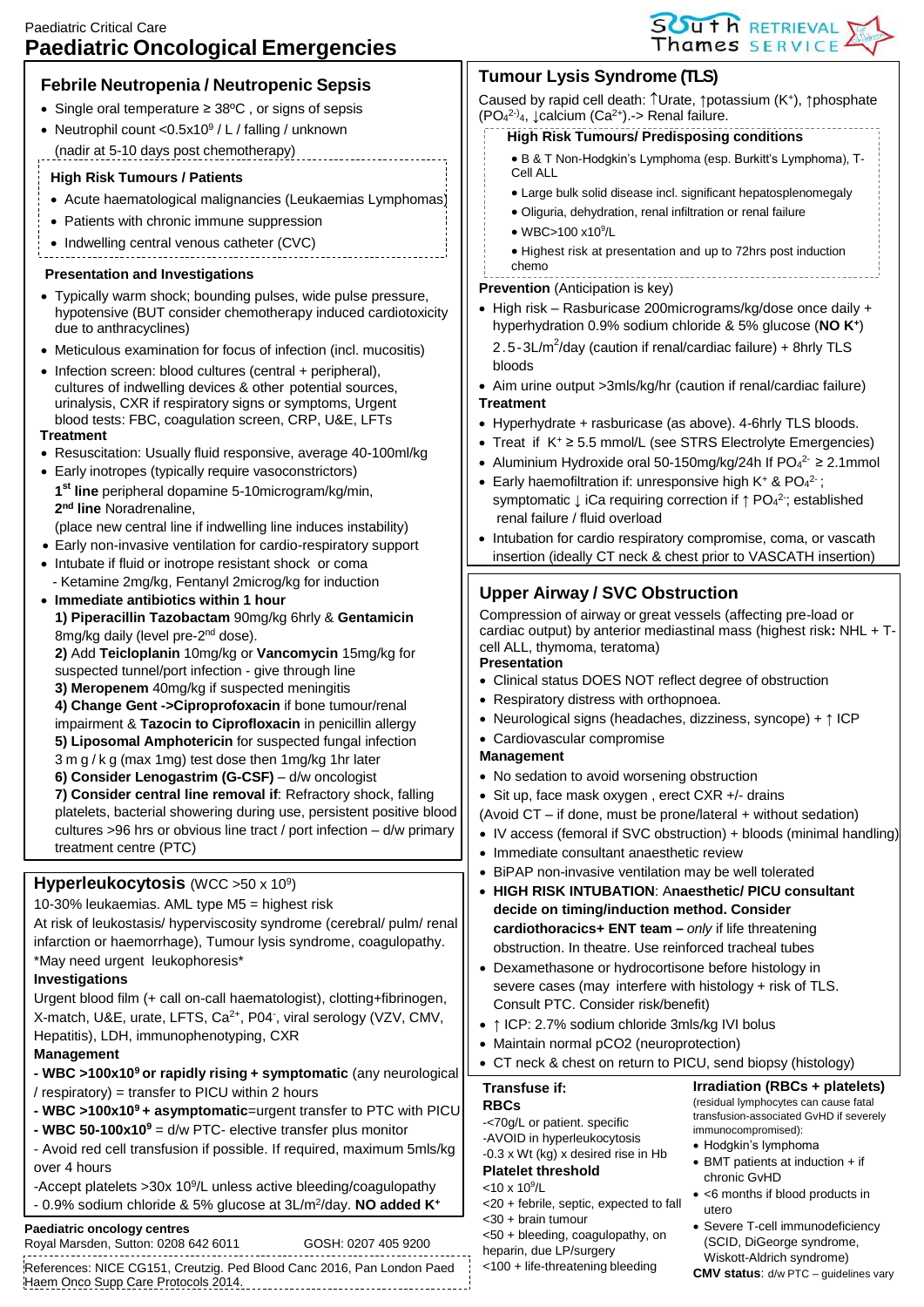Paediatric Critical Care

# Paediatric Oncological Emergencies

## Febrile Neutropenia / Neutropenic Sepsis

- Single oral temperature ≥ 38ºC , or signs of sepsis
- Neutrophil count <0.5x10$^9$ / L / falling / unknown (nadir at 5-10 days post chemotherapy)

### High Risk Tumours / Patients

- Acute haematological malignancies (Leukaemias Lymphomas)
- Patients with chronic immune suppression
- Indwelling central venous catheter (CVC)

### Presentation and Investigations

- Typically warm shock; bounding pulses, wide pulse pressure, hypotensive (BUT consider chemotherapy induced cardiotoxicity due to anthracyclines)
- Meticulous examination for focus of infection (incl. mucositis)
- Infection screen: blood cultures (central + peripheral), cultures of indwelling devices & other potential sources, urinalysis, CXR if respiratory signs or symptoms, Urgent blood tests: FBC, coagulation screen, CRP, U&E, LFTs

### Treatment

- Resuscitation: Usually fluid responsive, average 40-100ml/kg
- Early inotropes (typically require vasoconstrictors)
  **1st line** peripheral dopamine 5-10microgram/kg/min,
  **2nd line** Noradrenaline,
  (place new central line if indwelling line induces instability)
- Early non-invasive ventilation for cardio-respiratory support
- Intubate if fluid or inotrope resistant shock or coma
  - Ketamine 2mg/kg, Fentanyl 2microg/kg for induction
- **Immediate antibiotics within 1 hour**
  **1) Piperacillin Tazobactam** 90mg/kg 6hrly & **Gentamicin** 8mg/kg daily (level pre-2nd dose).
  **2)** Add **Teicloplanin** 10mg/kg or **Vancomycin** 15mg/kg for suspected tunnel/port infection - give through line
  **3) Meropenem** 40mg/kg if suspected meningitis
  **4) Change Gent ->Ciproprofoxacin** if bone tumour/renal impairment & **Tazocin to Ciprofloxacin** in penicillin allergy
  **5) Liposomal Amphotericin** for suspected fungal infection 3 m g / k g (max 1mg) test dose then 1mg/kg 1hr later
  **6) Consider Lenogastrim (G-CSF)** – d/w oncologist
  **7) Consider central line removal if**: Refractory shock, falling platelets, bacterial showering during use, persistent positive blood cultures >96 hrs or obvious line tract / port infection – d/w primary treatment centre (PTC)

## Hyperleukocytosis (WCC >50 x 10$^9$)

10-30% leukaemias. AML type M5 = highest risk

At risk of leukostasis/ hyperviscosity syndrome (cerebral/ pulm/ renal infarction or haemorrhage), Tumour lysis syndrome, coagulopathy.

*May need urgent leukophoresis*

### Investigations

Urgent blood film (+ call on-call haematologist), clotting+fibrinogen, X-match, U&E, urate, LFTS, $Ca^{2+}$, $PO4^-$, viral serology (VZV, CMV, Hepatitis), LDH, immunophenotyping, CXR

### Management

- **WBC >100x10$^9$ or rapidly rising + symptomatic** (any neurological / respiratory) = transfer to PICU within 2 hours
- **WBC >100x10$^9$ + asymptomatic**=urgent transfer to PTC with PICU
- **WBC 50-100x10$^9$** = d/w PTC- elective transfer plus monitor
- Avoid red cell transfusion if possible. If required, maximum 5mls/kg over 4 hours
- Accept platelets >30x 10$^9$/L unless active bleeding/coagulopathy
- 0.9% sodium chloride & 5% glucose at 3L/m$^2$/day. **NO added K$^+$**

**Paediatric oncology centres**

Royal Marsden, Sutton: 0208 642 6011 GOSH: 0207 405 9200

References: NICE CG151, Creutzig. Ped Blood Canc 2016, Pan London Paed Haem Onco Supp Care Protocols 2014.

## Tumour Lysis Syndrome (TLS)

Caused by rapid cell death: ↑Urate, ↑potassium ($K^+$), ↑phosphate ($PO_4^{2-}$)$_4$, ↓calcium ($Ca^{2+}$).-> Renal failure.

### High Risk Tumours/ Predisposing conditions

- B & T Non-Hodgkin's Lymphoma (esp. Burkitt's Lymphoma), T-Cell ALL
- Large bulk solid disease incl. significant hepatosplenomegaly
- Oliguria, dehydration, renal infiltration or renal failure
- WBC>100 x10$^9$/L
- Highest risk at presentation and up to 72hrs post induction chemo

**Prevention** (Anticipation is key)

- High risk – Rasburicase 200micrograms/kg/dose once daily + hyperhydration 0.9% sodium chloride & 5% glucose (**NO K$^+$**) 2.5-3L/m$^2$/day (caution if renal/cardiac failure) + 8hrly TLS bloods
- Aim urine output >3mls/kg/hr (caution if renal/cardiac failure)

**Treatment**

- Hyperhydrate + rasburicase (as above). 4-6hrly TLS bloods.
- Treat if $K^+$ ≥ 5.5 mmol/L (see STRS Electrolyte Emergencies)
- Aluminium Hydroxide oral 50-150mg/kg/24h If $PO_4^{2-}$ ≥ 2.1mmol
- Early haemofiltration if: unresponsive high $K^+$ & $PO_4^{2-}$; symptomatic ↓ iCa requiring correction if ↑ $PO_4^{2-}$; established renal failure / fluid overload
- Intubation for cardio respiratory compromise, coma, or vascath insertion (ideally CT neck & chest prior to VASCATH insertion)

## Upper Airway / SVC Obstruction

Compression of airway or great vessels (affecting pre-load or cardiac output) by anterior mediastinal mass (highest risk**:** NHL + T-cell ALL, thymoma, teratoma)

**Presentation**

- Clinical status DOES NOT reflect degree of obstruction
- Respiratory distress with orthopnoea.
- Neurological signs (headaches, dizziness, syncope) + ↑ ICP
- Cardiovascular compromise

**Management**

- No sedation to avoid worsening obstruction
- Sit up, face mask oxygen , erect CXR +/- drains

(Avoid CT – if done, must be prone/lateral + without sedation)

- IV access (femoral if SVC obstruction) + bloods (minimal handling)
- Immediate consultant anaesthetic review
- BiPAP non-invasive ventilation may be well tolerated
- **HIGH RISK INTUBATION**: **Anaesthetic/ PICU consultant decide on timing/induction method. Consider cardiothoracics+ ENT team –** *only* if life threatening obstruction. In theatre. Use reinforced tracheal tubes
- Dexamethasone or hydrocortisone before histology in severe cases (may interfere with histology + risk of TLS. Consult PTC. Consider risk/benefit)
- ↑ ICP: 2.7% sodium chloride 3mls/kg IVI bolus
- Maintain normal pCO2 (neuroprotection)
- CT neck & chest on return to PICU, send biopsy (histology)

### Transfuse if:

**RBCs**

- <70g/L or patient. specific
- AVOID in hyperleukocytosis
- 0.3 x Wt (kg) x desired rise in Hb

**Platelet threshold**

<10 x 10$^9$/L
<20 + febrile, septic, expected to fall
<30 + brain tumour
<50 + bleeding, coagulopathy, on heparin, due LP/surgery
<100 + life-threatening bleeding

### Irradiation (RBCs + platelets)

(residual lymphocytes can cause fatal transfusion-associated GvHD if severely immunocompromised):

- Hodgkin's lymphoma
- BMT patients at induction + if chronic GvHD
- <6 months if blood products in utero
- Severe T-cell immunodeficiency (SCID, DiGeorge syndrome, Wiskott-Aldrich syndrome)

**CMV status**: d/w PTC – guidelines vary